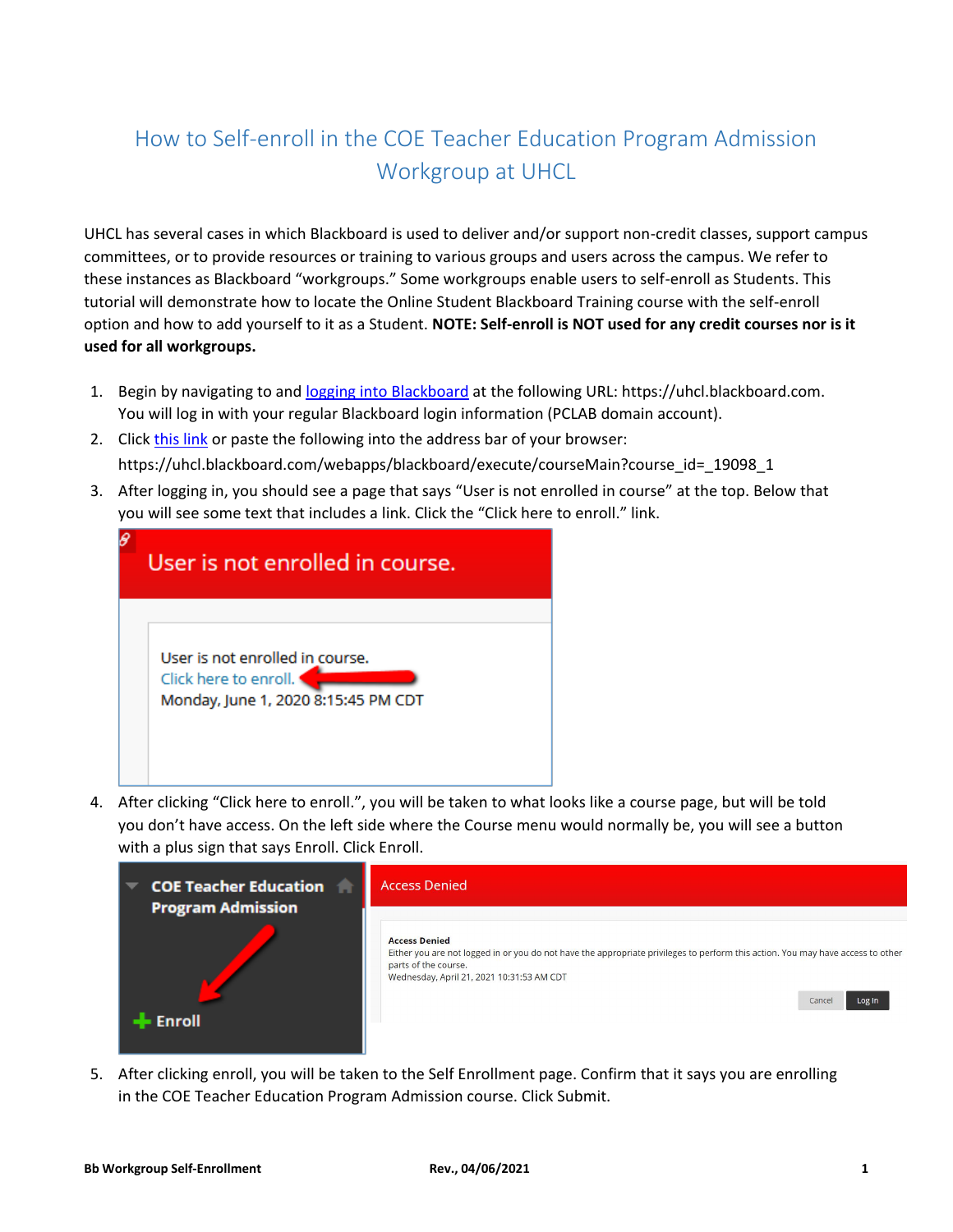# How to Self-enroll in the COE Teacher Education Program Admission Workgroup at UHCL

UHCL has several cases in which Blackboard is used to deliver and/or support non-credit classes, support campus committees, or to provide resources or training to various groups and users across the campus. We refer to these instances as Blackboard "workgroups." Some workgroups enable users to self-enroll as Students. This tutorial will demonstrate how to locate the Online Student Blackboard Training course with the self-enroll option and how to add yourself to it as a Student. **NOTE: Self-enroll is NOT used for any credit courses nor is it used for all workgroups.**

1. Begin by navigating to and [logging into Blackboard](https://uhcl.blackboard.com) at the following URL: https://uhcl.blackboard.com. You will log in with your regular Blackboard login information (PCLAB domain account).
2. Click [this link](https://uhcl.blackboard.com/webapps/blackboard/execute/courseMain?course_id=_19098_1) or paste the following into the address bar of your browser: https://uhcl.blackboard.com/webapps/blackboard/execute/courseMain?course_id=_19098_1
3. After logging in, you should see a page that says "User is not enrolled in course" at the top. Below that you will see some text that includes a link. Click the "Click here to enroll." link.
4. After clicking "Click here to enroll.", you will be taken to what looks like a course page, but will be told you don't have access. On the left side where the Course menu would normally be, you will see a button with a plus sign that says Enroll. Click Enroll.
5. After clicking enroll, you will be taken to the Self Enrollment page. Confirm that it says you are enrolling in the COE Teacher Education Program Admission course. Click Submit.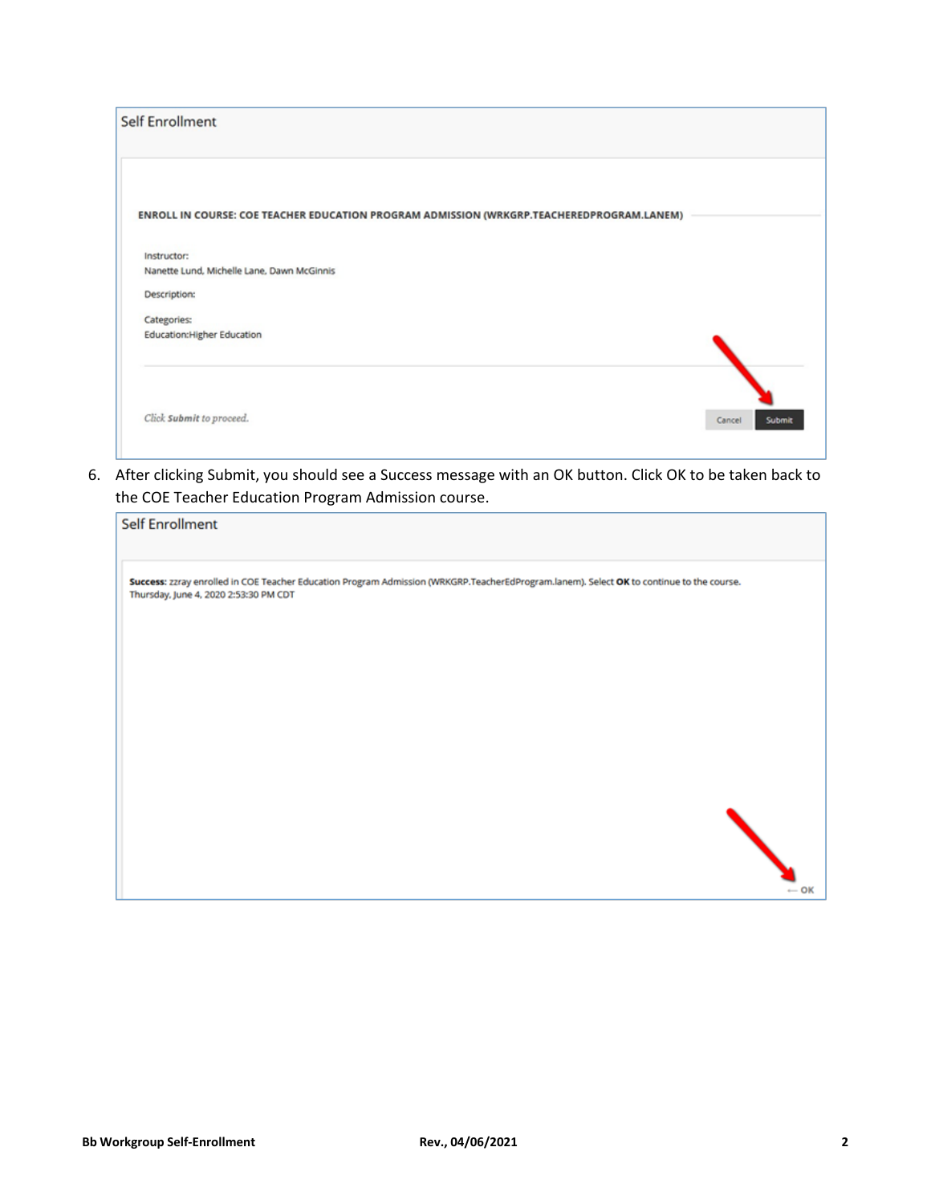Self Enrollment

ENROLL IN COURSE: COE TEACHER EDUCATION PROGRAM ADMISSION (WRKGRP.TEACHEREDPROGRAM.LANEM)

Instructor:
Nanette Lund, Michelle Lane, Dawn McGinnis

Description:

Categories:
Education:Higher Education

*Click **Submit** to proceed.*

Cancel Submit

6. After clicking Submit, you should see a Success message with an OK button. Click OK to be taken back to the COE Teacher Education Program Admission course.

Self Enrollment

**Success:** zzray enrolled in COE Teacher Education Program Admission (WRKGRP.TeacherEdProgram.lanem). Select **OK** to continue to the course.
Thursday, June 4, 2020 2:53:30 PM CDT

← OK